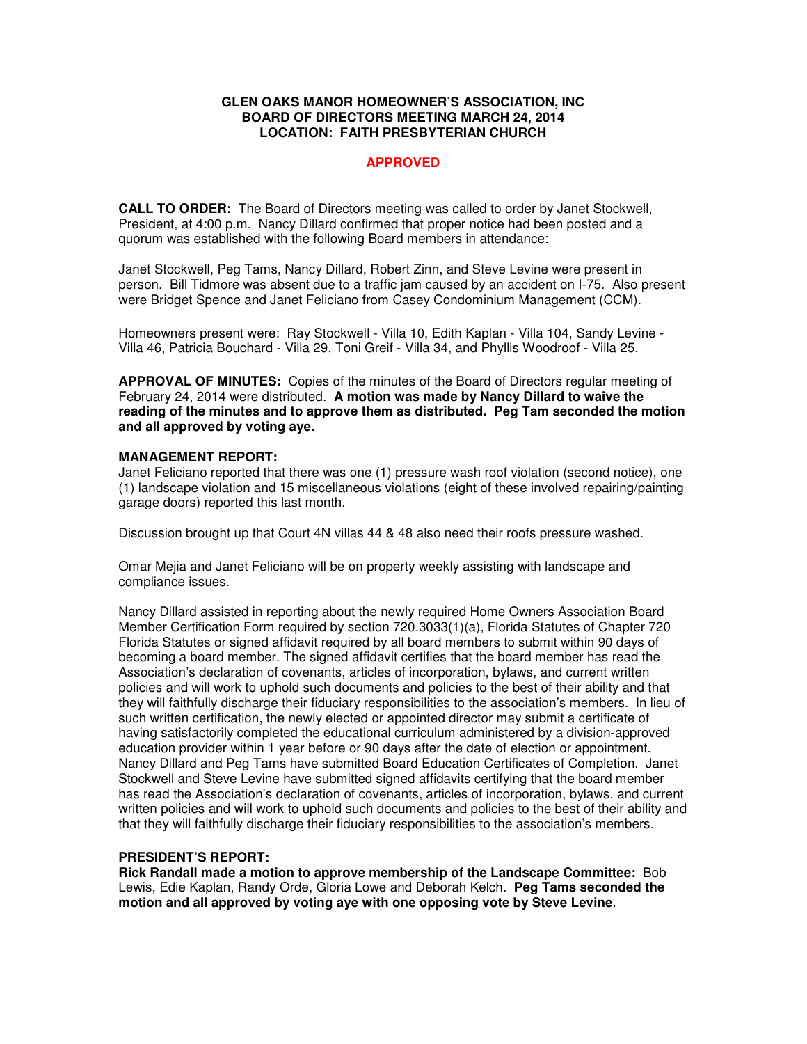**GLEN OAKS MANOR HOMEOWNER'S ASSOCIATION, INC**
**BOARD OF DIRECTORS MEETING MARCH 24, 2014**
**LOCATION: FAITH PRESBYTERIAN CHURCH**

**APPROVED**

**CALL TO ORDER:** The Board of Directors meeting was called to order by Janet Stockwell, President, at 4:00 p.m. Nancy Dillard confirmed that proper notice had been posted and a quorum was established with the following Board members in attendance:

Janet Stockwell, Peg Tams, Nancy Dillard, Robert Zinn, and Steve Levine were present in person. Bill Tidmore was absent due to a traffic jam caused by an accident on I-75. Also present were Bridget Spence and Janet Feliciano from Casey Condominium Management (CCM).

Homeowners present were: Ray Stockwell - Villa 10, Edith Kaplan - Villa 104, Sandy Levine - Villa 46, Patricia Bouchard - Villa 29, Toni Greif - Villa 34, and Phyllis Woodroof - Villa 25.

**APPROVAL OF MINUTES:** Copies of the minutes of the Board of Directors regular meeting of February 24, 2014 were distributed. **A motion was made by Nancy Dillard to waive the reading of the minutes and to approve them as distributed. Peg Tam seconded the motion and all approved by voting aye.**

**MANAGEMENT REPORT:**

Janet Feliciano reported that there was one (1) pressure wash roof violation (second notice), one (1) landscape violation and 15 miscellaneous violations (eight of these involved repairing/painting garage doors) reported this last month.

Discussion brought up that Court 4N villas 44 & 48 also need their roofs pressure washed.

Omar Mejia and Janet Feliciano will be on property weekly assisting with landscape and compliance issues.

Nancy Dillard assisted in reporting about the newly required Home Owners Association Board Member Certification Form required by section 720.3033(1)(a), Florida Statutes of Chapter 720 Florida Statutes or signed affidavit required by all board members to submit within 90 days of becoming a board member. The signed affidavit certifies that the board member has read the Association's declaration of covenants, articles of incorporation, bylaws, and current written policies and will work to uphold such documents and policies to the best of their ability and that they will faithfully discharge their fiduciary responsibilities to the association's members. In lieu of such written certification, the newly elected or appointed director may submit a certificate of having satisfactorily completed the educational curriculum administered by a division-approved education provider within 1 year before or 90 days after the date of election or appointment. Nancy Dillard and Peg Tams have submitted Board Education Certificates of Completion. Janet Stockwell and Steve Levine have submitted signed affidavits certifying that the board member has read the Association's declaration of covenants, articles of incorporation, bylaws, and current written policies and will work to uphold such documents and policies to the best of their ability and that they will faithfully discharge their fiduciary responsibilities to the association's members.

**PRESIDENT'S REPORT:**

**Rick Randall made a motion to approve membership of the Landscape Committee:** Bob Lewis, Edie Kaplan, Randy Orde, Gloria Lowe and Deborah Kelch. **Peg Tams seconded the motion and all approved by voting aye with one opposing vote by Steve Levine**.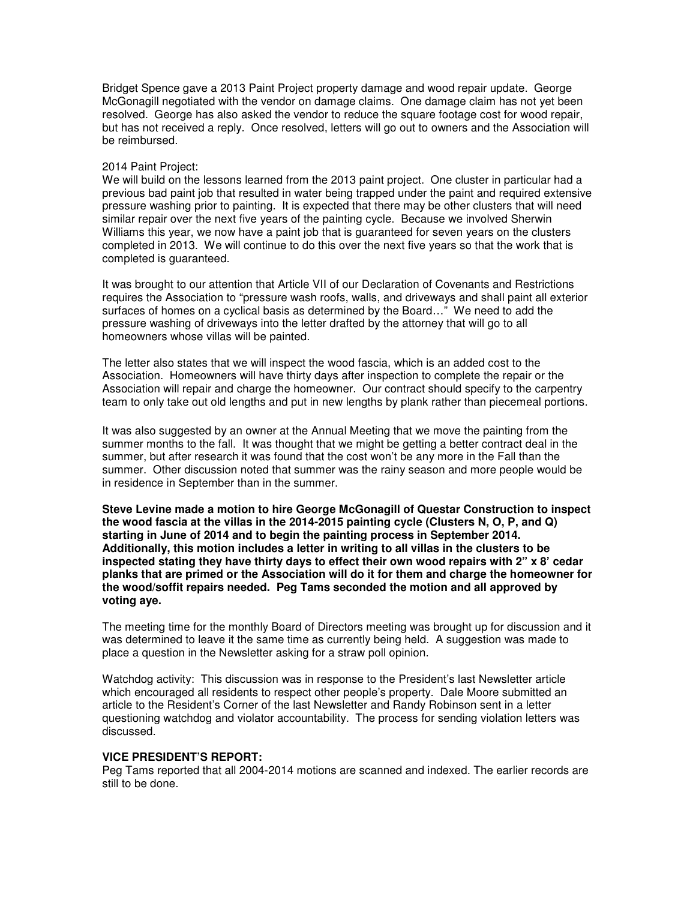Bridget Spence gave a 2013 Paint Project property damage and wood repair update. George McGonagill negotiated with the vendor on damage claims. One damage claim has not yet been resolved. George has also asked the vendor to reduce the square footage cost for wood repair, but has not received a reply. Once resolved, letters will go out to owners and the Association will be reimbursed.

2014 Paint Project:
We will build on the lessons learned from the 2013 paint project. One cluster in particular had a previous bad paint job that resulted in water being trapped under the paint and required extensive pressure washing prior to painting. It is expected that there may be other clusters that will need similar repair over the next five years of the painting cycle. Because we involved Sherwin Williams this year, we now have a paint job that is guaranteed for seven years on the clusters completed in 2013. We will continue to do this over the next five years so that the work that is completed is guaranteed.

It was brought to our attention that Article VII of our Declaration of Covenants and Restrictions requires the Association to "pressure wash roofs, walls, and driveways and shall paint all exterior surfaces of homes on a cyclical basis as determined by the Board…" We need to add the pressure washing of driveways into the letter drafted by the attorney that will go to all homeowners whose villas will be painted.

The letter also states that we will inspect the wood fascia, which is an added cost to the Association. Homeowners will have thirty days after inspection to complete the repair or the Association will repair and charge the homeowner. Our contract should specify to the carpentry team to only take out old lengths and put in new lengths by plank rather than piecemeal portions.

It was also suggested by an owner at the Annual Meeting that we move the painting from the summer months to the fall. It was thought that we might be getting a better contract deal in the summer, but after research it was found that the cost won't be any more in the Fall than the summer. Other discussion noted that summer was the rainy season and more people would be in residence in September than in the summer.

**Steve Levine made a motion to hire George McGonagill of Questar Construction to inspect the wood fascia at the villas in the 2014-2015 painting cycle (Clusters N, O, P, and Q) starting in June of 2014 and to begin the painting process in September 2014. Additionally, this motion includes a letter in writing to all villas in the clusters to be inspected stating they have thirty days to effect their own wood repairs with 2" x 8' cedar planks that are primed or the Association will do it for them and charge the homeowner for the wood/soffit repairs needed. Peg Tams seconded the motion and all approved by voting aye.**

The meeting time for the monthly Board of Directors meeting was brought up for discussion and it was determined to leave it the same time as currently being held. A suggestion was made to place a question in the Newsletter asking for a straw poll opinion.

Watchdog activity: This discussion was in response to the President's last Newsletter article which encouraged all residents to respect other people's property. Dale Moore submitted an article to the Resident's Corner of the last Newsletter and Randy Robinson sent in a letter questioning watchdog and violator accountability. The process for sending violation letters was discussed.

**VICE PRESIDENT'S REPORT:**
Peg Tams reported that all 2004-2014 motions are scanned and indexed. The earlier records are still to be done.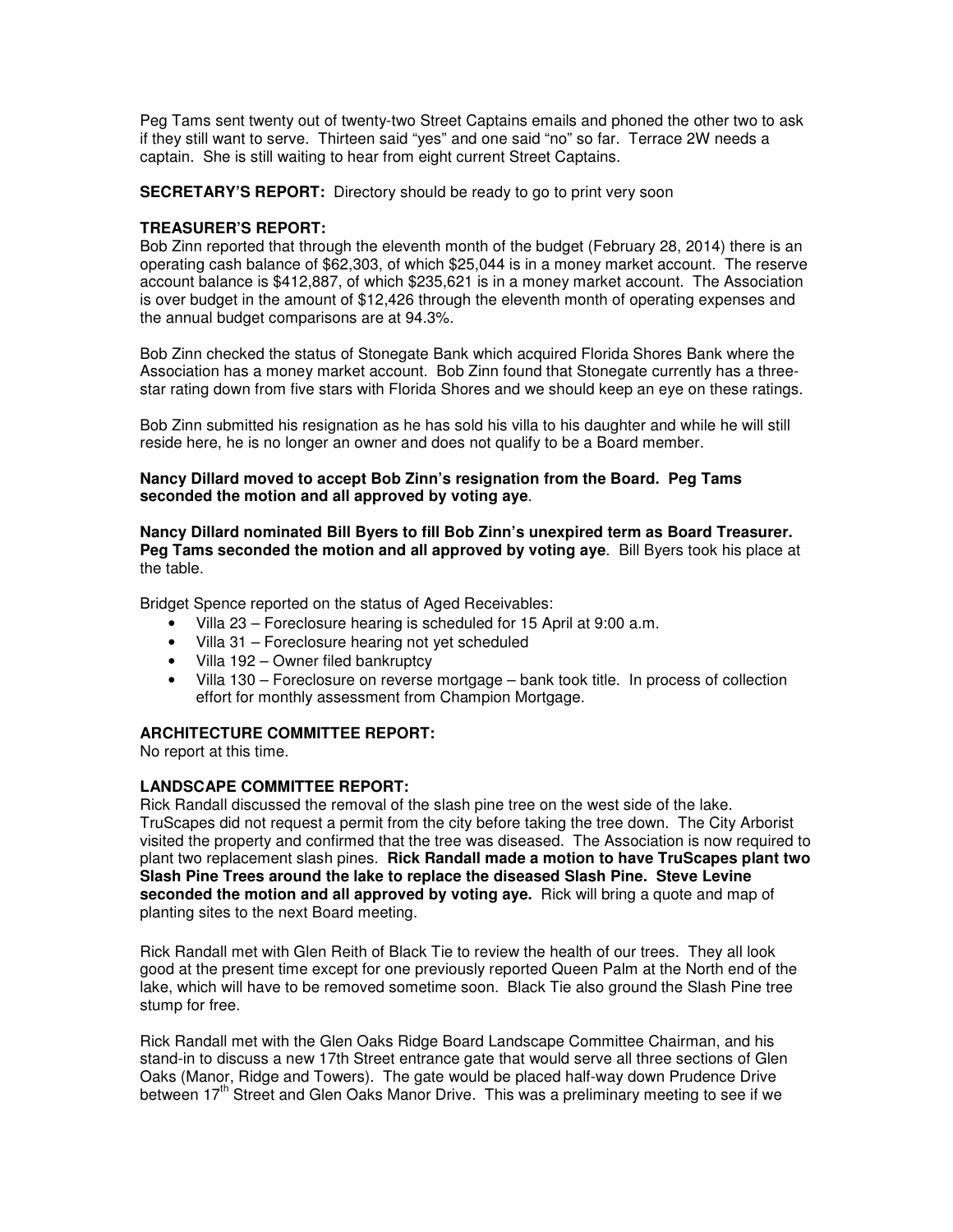Peg Tams sent twenty out of twenty-two Street Captains emails and phoned the other two to ask if they still want to serve. Thirteen said "yes" and one said "no" so far. Terrace 2W needs a captain. She is still waiting to hear from eight current Street Captains.

**SECRETARY'S REPORT:** Directory should be ready to go to print very soon

**TREASURER'S REPORT:**
Bob Zinn reported that through the eleventh month of the budget (February 28, 2014) there is an operating cash balance of $62,303, of which $25,044 is in a money market account. The reserve account balance is $412,887, of which $235,621 is in a money market account. The Association is over budget in the amount of $12,426 through the eleventh month of operating expenses and the annual budget comparisons are at 94.3%.

Bob Zinn checked the status of Stonegate Bank which acquired Florida Shores Bank where the Association has a money market account. Bob Zinn found that Stonegate currently has a three-star rating down from five stars with Florida Shores and we should keep an eye on these ratings.

Bob Zinn submitted his resignation as he has sold his villa to his daughter and while he will still reside here, he is no longer an owner and does not qualify to be a Board member.

**Nancy Dillard moved to accept Bob Zinn's resignation from the Board. Peg Tams seconded the motion and all approved by voting aye**.

**Nancy Dillard nominated Bill Byers to fill Bob Zinn's unexpired term as Board Treasurer. Peg Tams seconded the motion and all approved by voting aye**. Bill Byers took his place at the table.

Bridget Spence reported on the status of Aged Receivables:

- Villa 23 – Foreclosure hearing is scheduled for 15 April at 9:00 a.m.
- Villa 31 – Foreclosure hearing not yet scheduled
- Villa 192 – Owner filed bankruptcy
- Villa 130 – Foreclosure on reverse mortgage – bank took title. In process of collection effort for monthly assessment from Champion Mortgage.

**ARCHITECTURE COMMITTEE REPORT:**
No report at this time.

**LANDSCAPE COMMITTEE REPORT:**
Rick Randall discussed the removal of the slash pine tree on the west side of the lake. TruScapes did not request a permit from the city before taking the tree down. The City Arborist visited the property and confirmed that the tree was diseased. The Association is now required to plant two replacement slash pines. **Rick Randall made a motion to have TruScapes plant two Slash Pine Trees around the lake to replace the diseased Slash Pine. Steve Levine seconded the motion and all approved by voting aye.** Rick will bring a quote and map of planting sites to the next Board meeting.

Rick Randall met with Glen Reith of Black Tie to review the health of our trees. They all look good at the present time except for one previously reported Queen Palm at the North end of the lake, which will have to be removed sometime soon. Black Tie also ground the Slash Pine tree stump for free.

Rick Randall met with the Glen Oaks Ridge Board Landscape Committee Chairman, and his stand-in to discuss a new 17th Street entrance gate that would serve all three sections of Glen Oaks (Manor, Ridge and Towers). The gate would be placed half-way down Prudence Drive between 17th Street and Glen Oaks Manor Drive. This was a preliminary meeting to see if we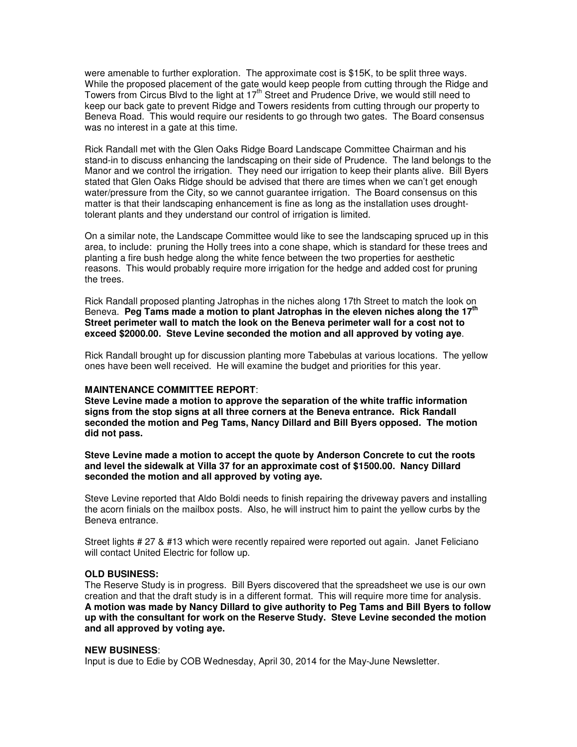were amenable to further exploration. The approximate cost is $15K, to be split three ways. While the proposed placement of the gate would keep people from cutting through the Ridge and Towers from Circus Blvd to the light at 17th Street and Prudence Drive, we would still need to keep our back gate to prevent Ridge and Towers residents from cutting through our property to Beneva Road. This would require our residents to go through two gates. The Board consensus was no interest in a gate at this time.

Rick Randall met with the Glen Oaks Ridge Board Landscape Committee Chairman and his stand-in to discuss enhancing the landscaping on their side of Prudence. The land belongs to the Manor and we control the irrigation. They need our irrigation to keep their plants alive. Bill Byers stated that Glen Oaks Ridge should be advised that there are times when we can't get enough water/pressure from the City, so we cannot guarantee irrigation. The Board consensus on this matter is that their landscaping enhancement is fine as long as the installation uses drought-tolerant plants and they understand our control of irrigation is limited.

On a similar note, the Landscape Committee would like to see the landscaping spruced up in this area, to include: pruning the Holly trees into a cone shape, which is standard for these trees and planting a fire bush hedge along the white fence between the two properties for aesthetic reasons. This would probably require more irrigation for the hedge and added cost for pruning the trees.

Rick Randall proposed planting Jatrophas in the niches along 17th Street to match the look on Beneva. **Peg Tams made a motion to plant Jatrophas in the eleven niches along the 17th Street perimeter wall to match the look on the Beneva perimeter wall for a cost not to exceed $2000.00. Steve Levine seconded the motion and all approved by voting aye**.

Rick Randall brought up for discussion planting more Tabebulas at various locations. The yellow ones have been well received. He will examine the budget and priorities for this year.

**MAINTENANCE COMMITTEE REPORT**:

**Steve Levine made a motion to approve the separation of the white traffic information signs from the stop signs at all three corners at the Beneva entrance. Rick Randall seconded the motion and Peg Tams, Nancy Dillard and Bill Byers opposed. The motion did not pass.**

**Steve Levine made a motion to accept the quote by Anderson Concrete to cut the roots and level the sidewalk at Villa 37 for an approximate cost of $1500.00. Nancy Dillard seconded the motion and all approved by voting aye.**

Steve Levine reported that Aldo Boldi needs to finish repairing the driveway pavers and installing the acorn finials on the mailbox posts. Also, he will instruct him to paint the yellow curbs by the Beneva entrance.

Street lights # 27 & #13 which were recently repaired were reported out again. Janet Feliciano will contact United Electric for follow up.

**OLD BUSINESS:**

The Reserve Study is in progress. Bill Byers discovered that the spreadsheet we use is our own creation and that the draft study is in a different format. This will require more time for analysis. **A motion was made by Nancy Dillard to give authority to Peg Tams and Bill Byers to follow up with the consultant for work on the Reserve Study. Steve Levine seconded the motion and all approved by voting aye.**

**NEW BUSINESS**:

Input is due to Edie by COB Wednesday, April 30, 2014 for the May-June Newsletter.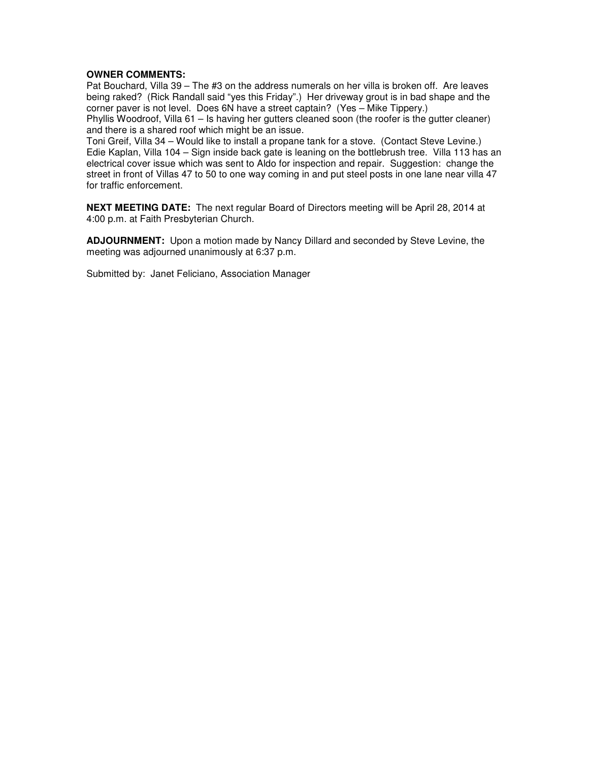**OWNER COMMENTS:**
Pat Bouchard, Villa 39 – The #3 on the address numerals on her villa is broken off. Are leaves being raked? (Rick Randall said "yes this Friday".) Her driveway grout is in bad shape and the corner paver is not level. Does 6N have a street captain? (Yes – Mike Tippery.)
Phyllis Woodroof, Villa 61 – Is having her gutters cleaned soon (the roofer is the gutter cleaner) and there is a shared roof which might be an issue.
Toni Greif, Villa 34 – Would like to install a propane tank for a stove. (Contact Steve Levine.)
Edie Kaplan, Villa 104 – Sign inside back gate is leaning on the bottlebrush tree. Villa 113 has an electrical cover issue which was sent to Aldo for inspection and repair. Suggestion: change the street in front of Villas 47 to 50 to one way coming in and put steel posts in one lane near villa 47 for traffic enforcement.

**NEXT MEETING DATE:** The next regular Board of Directors meeting will be April 28, 2014 at 4:00 p.m. at Faith Presbyterian Church.

**ADJOURNMENT:** Upon a motion made by Nancy Dillard and seconded by Steve Levine, the meeting was adjourned unanimously at 6:37 p.m.

Submitted by: Janet Feliciano, Association Manager